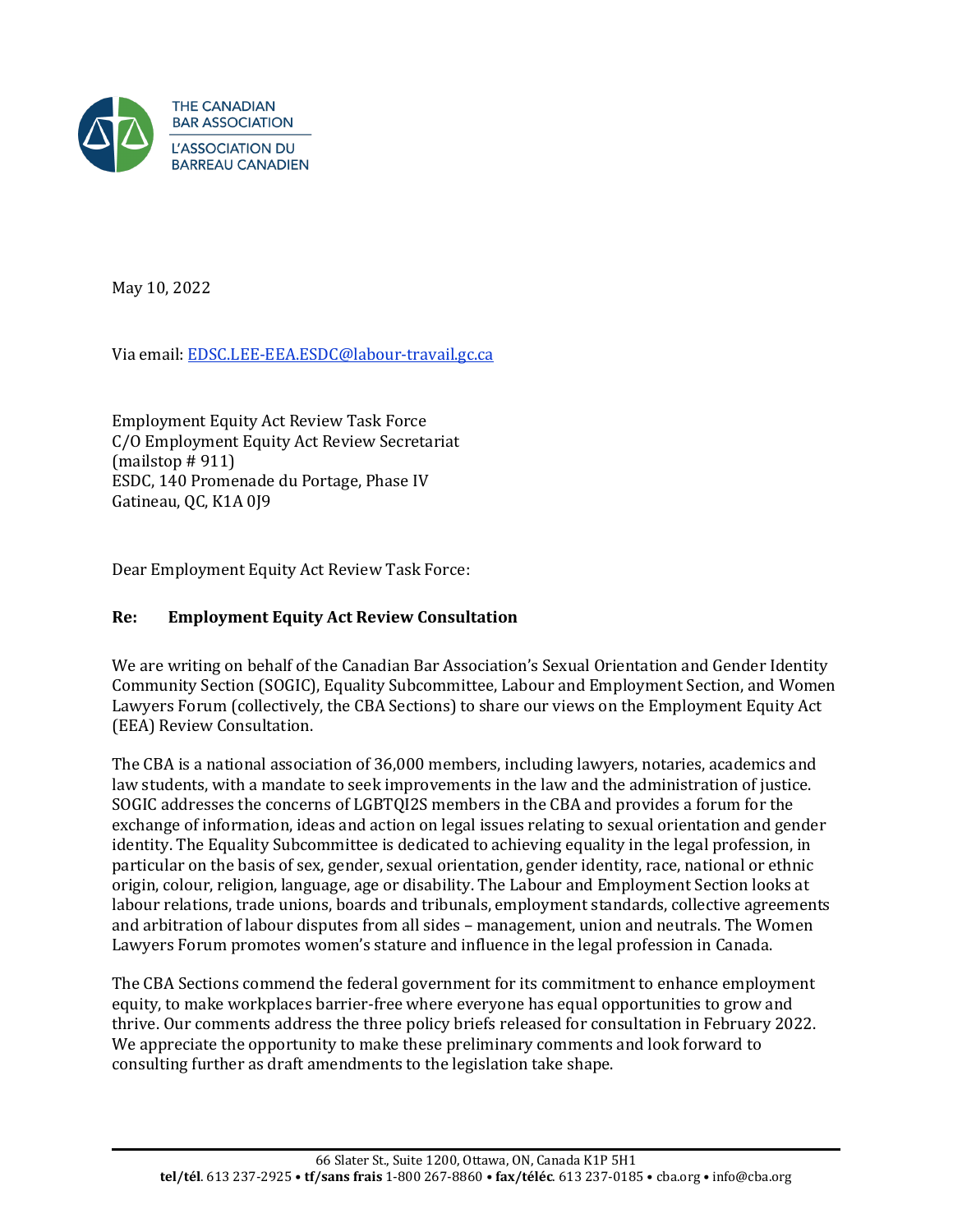THE CANADIAN BAR ASSOCIATION
L'ASSOCIATION DU BARREAU CANADIEN

May 10, 2022

Via email: EDSC.LEE-EEA.ESDC@labour-travail.gc.ca

Employment Equity Act Review Task Force
C/O Employment Equity Act Review Secretariat
(mailstop # 911)
ESDC, 140 Promenade du Portage, Phase IV
Gatineau, QC, K1A 0J9

Dear Employment Equity Act Review Task Force:

**Re: Employment Equity Act Review Consultation**

We are writing on behalf of the Canadian Bar Association's Sexual Orientation and Gender Identity Community Section (SOGIC), Equality Subcommittee, Labour and Employment Section, and Women Lawyers Forum (collectively, the CBA Sections) to share our views on the Employment Equity Act (EEA) Review Consultation.

The CBA is a national association of 36,000 members, including lawyers, notaries, academics and law students, with a mandate to seek improvements in the law and the administration of justice. SOGIC addresses the concerns of LGBTQI2S members in the CBA and provides a forum for the exchange of information, ideas and action on legal issues relating to sexual orientation and gender identity. The Equality Subcommittee is dedicated to achieving equality in the legal profession, in particular on the basis of sex, gender, sexual orientation, gender identity, race, national or ethnic origin, colour, religion, language, age or disability. The Labour and Employment Section looks at labour relations, trade unions, boards and tribunals, employment standards, collective agreements and arbitration of labour disputes from all sides – management, union and neutrals. The Women Lawyers Forum promotes women's stature and influence in the legal profession in Canada.

The CBA Sections commend the federal government for its commitment to enhance employment equity, to make workplaces barrier-free where everyone has equal opportunities to grow and thrive. Our comments address the three policy briefs released for consultation in February 2022. We appreciate the opportunity to make these preliminary comments and look forward to consulting further as draft amendments to the legislation take shape.

66 Slater St., Suite 1200, Ottawa, ON, Canada K1P 5H1
**tel/tél**. 613 237-2925 • **tf/sans frais** 1-800 267-8860 • **fax/téléc**. 613 237-0185 • cba.org • info@cba.org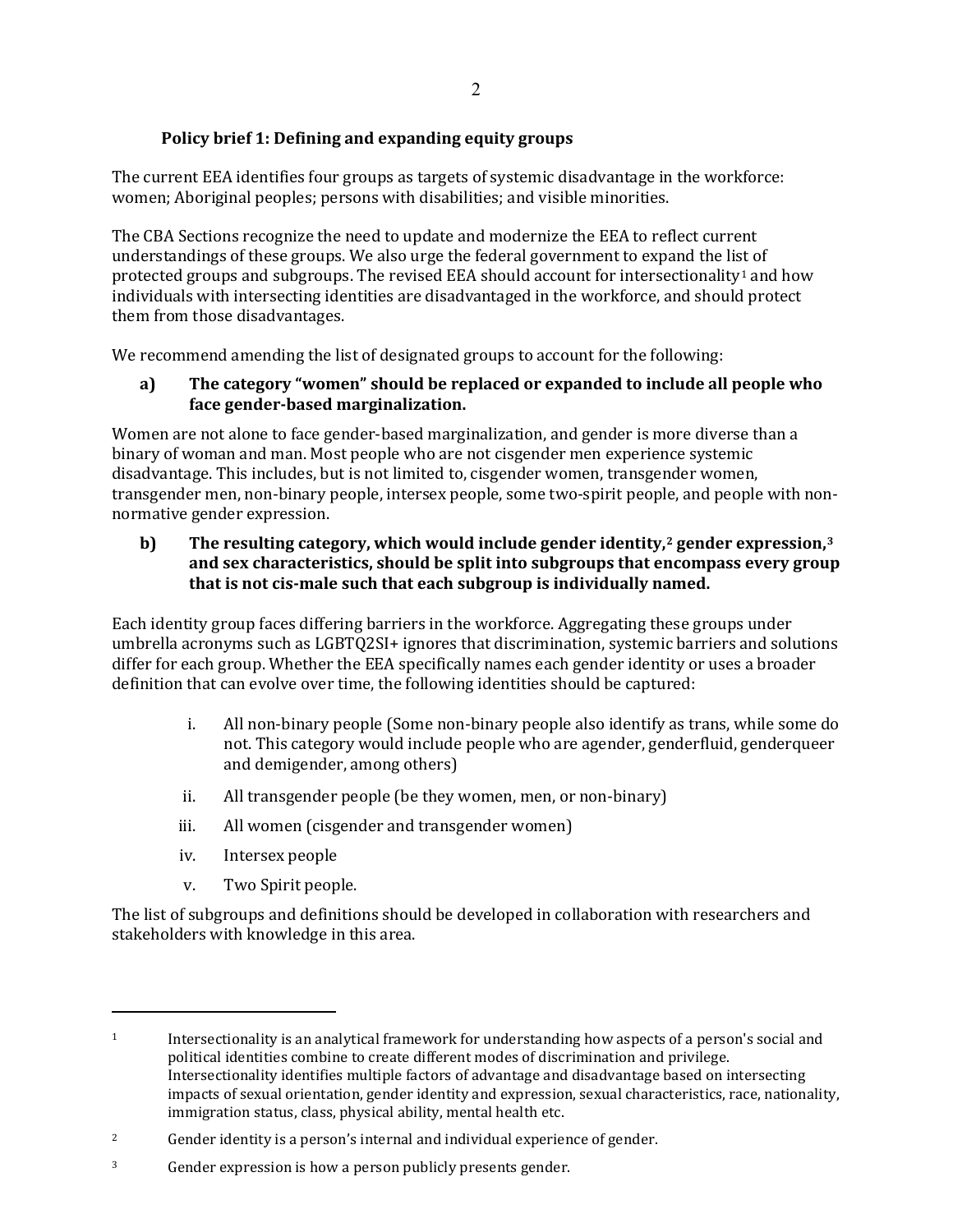### Policy brief 1: Defining and expanding equity groups

The current EEA identifies four groups as targets of systemic disadvantage in the workforce: women; Aboriginal peoples; persons with disabilities; and visible minorities.

The CBA Sections recognize the need to update and modernize the EEA to reflect current understandings of these groups. We also urge the federal government to expand the list of protected groups and subgroups. The revised EEA should account for intersectionality[1] and how individuals with intersecting identities are disadvantaged in the workforce, and should protect them from those disadvantages.

We recommend amending the list of designated groups to account for the following:

**a) The category "women" should be replaced or expanded to include all people who face gender-based marginalization.**

Women are not alone to face gender-based marginalization, and gender is more diverse than a binary of woman and man. Most people who are not cisgender men experience systemic disadvantage. This includes, but is not limited to, cisgender women, transgender women, transgender men, non-binary people, intersex people, some two-spirit people, and people with non-normative gender expression.

**b) The resulting category, which would include gender identity,[2] gender expression,[3] and sex characteristics, should be split into subgroups that encompass every group that is not cis-male such that each subgroup is individually named.**

Each identity group faces differing barriers in the workforce. Aggregating these groups under umbrella acronyms such as LGBTQ2SI+ ignores that discrimination, systemic barriers and solutions differ for each group. Whether the EEA specifically names each gender identity or uses a broader definition that can evolve over time, the following identities should be captured:

i. All non-binary people (Some non-binary people also identify as trans, while some do not. This category would include people who are agender, genderfluid, genderqueer and demigender, among others)

ii. All transgender people (be they women, men, or non-binary)

iii. All women (cisgender and transgender women)

iv. Intersex people

v. Two Spirit people.

The list of subgroups and definitions should be developed in collaboration with researchers and stakeholders with knowledge in this area.

---

[1] Intersectionality is an analytical framework for understanding how aspects of a person's social and political identities combine to create different modes of discrimination and privilege. Intersectionality identifies multiple factors of advantage and disadvantage based on intersecting impacts of sexual orientation, gender identity and expression, sexual characteristics, race, nationality, immigration status, class, physical ability, mental health etc.

[2] Gender identity is a person's internal and individual experience of gender.

[3] Gender expression is how a person publicly presents gender.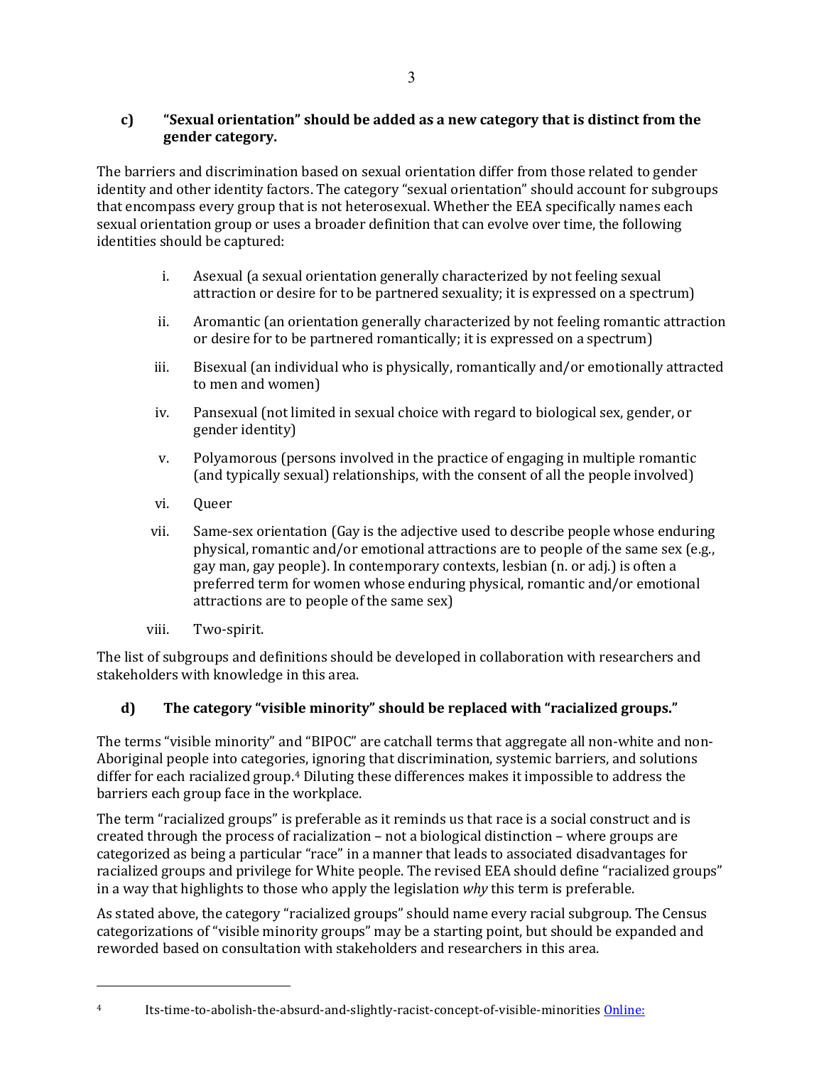### c) “Sexual orientation” should be added as a new category that is distinct from the gender category.

The barriers and discrimination based on sexual orientation differ from those related to gender identity and other identity factors. The category “sexual orientation” should account for subgroups that encompass every group that is not heterosexual. Whether the EEA specifically names each sexual orientation group or uses a broader definition that can evolve over time, the following identities should be captured:

i. Asexual (a sexual orientation generally characterized by not feeling sexual attraction or desire for to be partnered sexuality; it is expressed on a spectrum)

ii. Aromantic (an orientation generally characterized by not feeling romantic attraction or desire for to be partnered romantically; it is expressed on a spectrum)

iii. Bisexual (an individual who is physically, romantically and/or emotionally attracted to men and women)

iv. Pansexual (not limited in sexual choice with regard to biological sex, gender, or gender identity)

v. Polyamorous (persons involved in the practice of engaging in multiple romantic (and typically sexual) relationships, with the consent of all the people involved)

vi. Queer

vii. Same-sex orientation (Gay is the adjective used to describe people whose enduring physical, romantic and/or emotional attractions are to people of the same sex (e.g., gay man, gay people). In contemporary contexts, lesbian (n. or adj.) is often a preferred term for women whose enduring physical, romantic and/or emotional attractions are to people of the same sex)

viii. Two-spirit.

The list of subgroups and definitions should be developed in collaboration with researchers and stakeholders with knowledge in this area.

### d) The category “visible minority” should be replaced with “racialized groups.”

The terms “visible minority” and “BIPOC” are catchall terms that aggregate all non-white and non-Aboriginal people into categories, ignoring that discrimination, systemic barriers, and solutions differ for each racialized group.[4] Diluting these differences makes it impossible to address the barriers each group face in the workplace.

The term “racialized groups” is preferable as it reminds us that race is a social construct and is created through the process of racialization – not a biological distinction – where groups are categorized as being a particular “race” in a manner that leads to associated disadvantages for racialized groups and privilege for White people. The revised EEA should define “racialized groups” in a way that highlights to those who apply the legislation *why* this term is preferable.

As stated above, the category “racialized groups” should name every racial subgroup. The Census categorizations of “visible minority groups” may be a starting point, but should be expanded and reworded based on consultation with stakeholders and researchers in this area.

---

[4] Its-time-to-abolish-the-absurd-and-slightly-racist-concept-of-visible-minorities Online: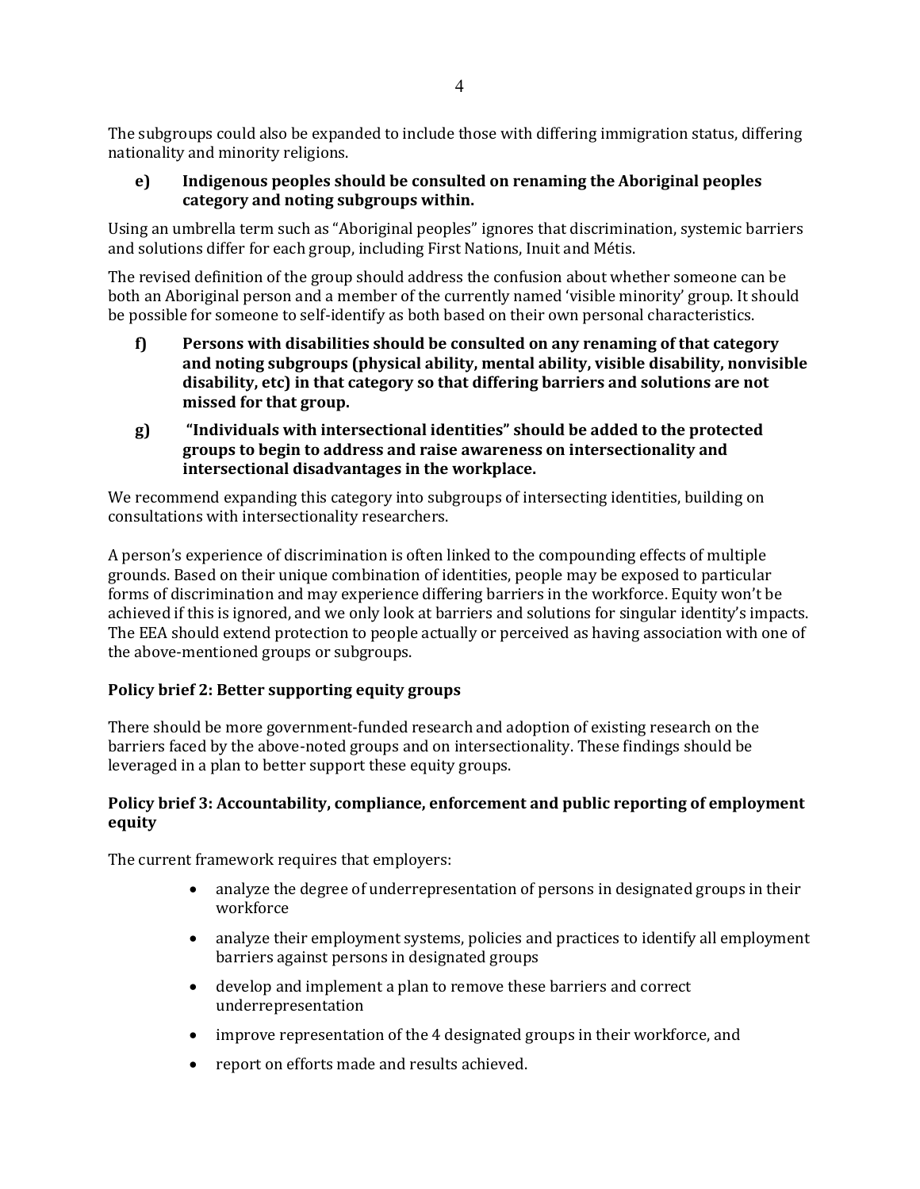The subgroups could also be expanded to include those with differing immigration status, differing nationality and minority religions.

**e) Indigenous peoples should be consulted on renaming the Aboriginal peoples category and noting subgroups within.**

Using an umbrella term such as "Aboriginal peoples" ignores that discrimination, systemic barriers and solutions differ for each group, including First Nations, Inuit and Métis.

The revised definition of the group should address the confusion about whether someone can be both an Aboriginal person and a member of the currently named 'visible minority' group. It should be possible for someone to self-identify as both based on their own personal characteristics.

**f) Persons with disabilities should be consulted on any renaming of that category and noting subgroups (physical ability, mental ability, visible disability, nonvisible disability, etc) in that category so that differing barriers and solutions are not missed for that group.**

**g) "Individuals with intersectional identities" should be added to the protected groups to begin to address and raise awareness on intersectionality and intersectional disadvantages in the workplace.**

We recommend expanding this category into subgroups of intersecting identities, building on consultations with intersectionality researchers.

A person's experience of discrimination is often linked to the compounding effects of multiple grounds. Based on their unique combination of identities, people may be exposed to particular forms of discrimination and may experience differing barriers in the workforce. Equity won't be achieved if this is ignored, and we only look at barriers and solutions for singular identity's impacts. The EEA should extend protection to people actually or perceived as having association with one of the above-mentioned groups or subgroups.

### Policy brief 2: Better supporting equity groups

There should be more government-funded research and adoption of existing research on the barriers faced by the above-noted groups and on intersectionality. These findings should be leveraged in a plan to better support these equity groups.

### Policy brief 3: Accountability, compliance, enforcement and public reporting of employment equity

The current framework requires that employers:

- analyze the degree of underrepresentation of persons in designated groups in their workforce
- analyze their employment systems, policies and practices to identify all employment barriers against persons in designated groups
- develop and implement a plan to remove these barriers and correct underrepresentation
- improve representation of the 4 designated groups in their workforce, and
- report on efforts made and results achieved.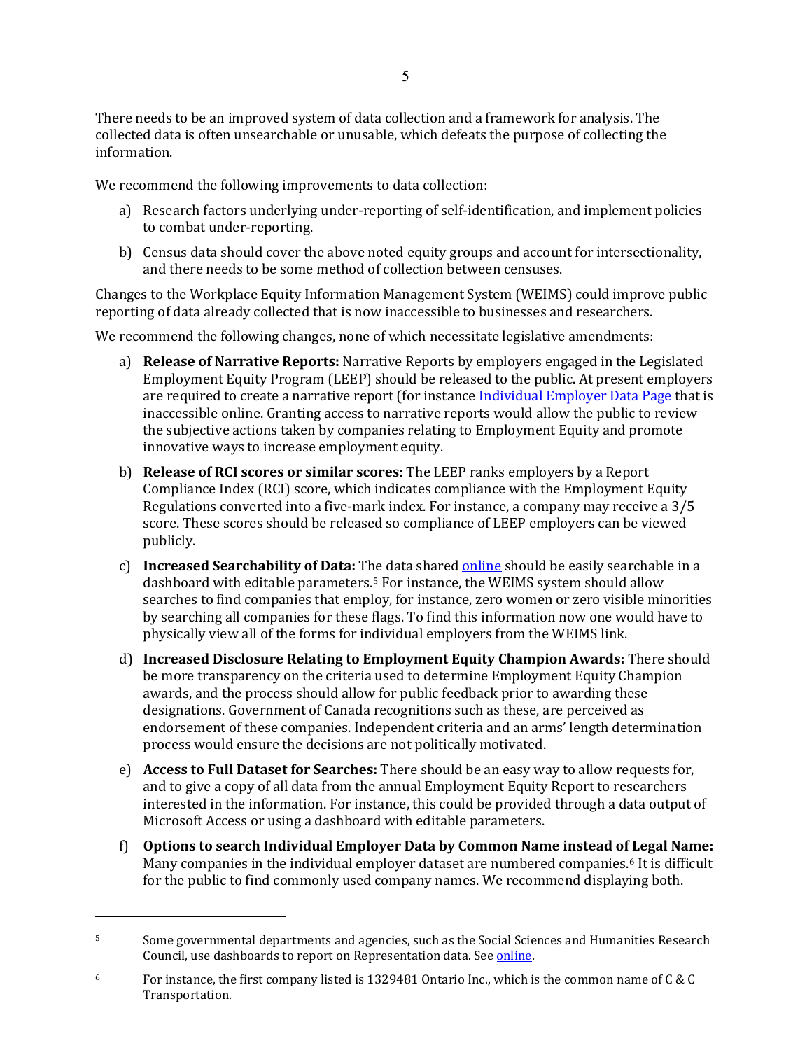There needs to be an improved system of data collection and a framework for analysis. The collected data is often unsearchable or unusable, which defeats the purpose of collecting the information.

We recommend the following improvements to data collection:

a) Research factors underlying under-reporting of self-identification, and implement policies to combat under-reporting.

b) Census data should cover the above noted equity groups and account for intersectionality, and there needs to be some method of collection between censuses.

Changes to the Workplace Equity Information Management System (WEIMS) could improve public reporting of data already collected that is now inaccessible to businesses and researchers.

We recommend the following changes, none of which necessitate legislative amendments:

a) **Release of Narrative Reports:** Narrative Reports by employers engaged in the Legislated Employment Equity Program (LEEP) should be released to the public. At present employers are required to create a narrative report (for instance Individual Employer Data Page that is inaccessible online. Granting access to narrative reports would allow the public to review the subjective actions taken by companies relating to Employment Equity and promote innovative ways to increase employment equity.

b) **Release of RCI scores or similar scores:** The LEEP ranks employers by a Report Compliance Index (RCI) score, which indicates compliance with the Employment Equity Regulations converted into a five-mark index. For instance, a company may receive a 3/5 score. These scores should be released so compliance of LEEP employers can be viewed publicly.

c) **Increased Searchability of Data:** The data shared online should be easily searchable in a dashboard with editable parameters.[5] For instance, the WEIMS system should allow searches to find companies that employ, for instance, zero women or zero visible minorities by searching all companies for these flags. To find this information now one would have to physically view all of the forms for individual employers from the WEIMS link.

d) **Increased Disclosure Relating to Employment Equity Champion Awards:** There should be more transparency on the criteria used to determine Employment Equity Champion awards, and the process should allow for public feedback prior to awarding these designations. Government of Canada recognitions such as these, are perceived as endorsement of these companies. Independent criteria and an arms' length determination process would ensure the decisions are not politically motivated.

e) **Access to Full Dataset for Searches:** There should be an easy way to allow requests for, and to give a copy of all data from the annual Employment Equity Report to researchers interested in the information. For instance, this could be provided through a data output of Microsoft Access or using a dashboard with editable parameters.

f) **Options to search Individual Employer Data by Common Name instead of Legal Name:** Many companies in the individual employer dataset are numbered companies.[6] It is difficult for the public to find commonly used company names. We recommend displaying both.

---

[5] Some governmental departments and agencies, such as the Social Sciences and Humanities Research Council, use dashboards to report on Representation data. See online.

[6] For instance, the first company listed is 1329481 Ontario Inc., which is the common name of C & C Transportation.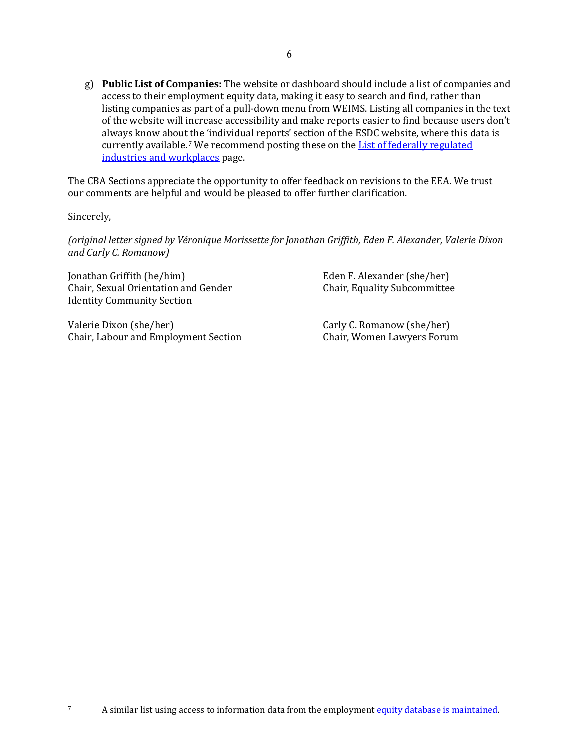g) **Public List of Companies:** The website or dashboard should include a list of companies and access to their employment equity data, making it easy to search and find, rather than listing companies as part of a pull-down menu from WEIMS. Listing all companies in the text of the website will increase accessibility and make reports easier to find because users don't always know about the 'individual reports' section of the ESDC website, where this data is currently available.[7] We recommend posting these on the List of federally regulated industries and workplaces page.

The CBA Sections appreciate the opportunity to offer feedback on revisions to the EEA. We trust our comments are helpful and would be pleased to offer further clarification.

Sincerely,

*(original letter signed by Véronique Morissette for Jonathan Griffith, Eden F. Alexander, Valerie Dixon and Carly C. Romanow)*

Jonathan Griffith (he/him)
Chair, Sexual Orientation and Gender Identity Community Section

Eden F. Alexander (she/her)
Chair, Equality Subcommittee

Valerie Dixon (she/her)
Chair, Labour and Employment Section

Carly C. Romanow (she/her)
Chair, Women Lawyers Forum

---

[7] A similar list using access to information data from the employment equity database is maintained.